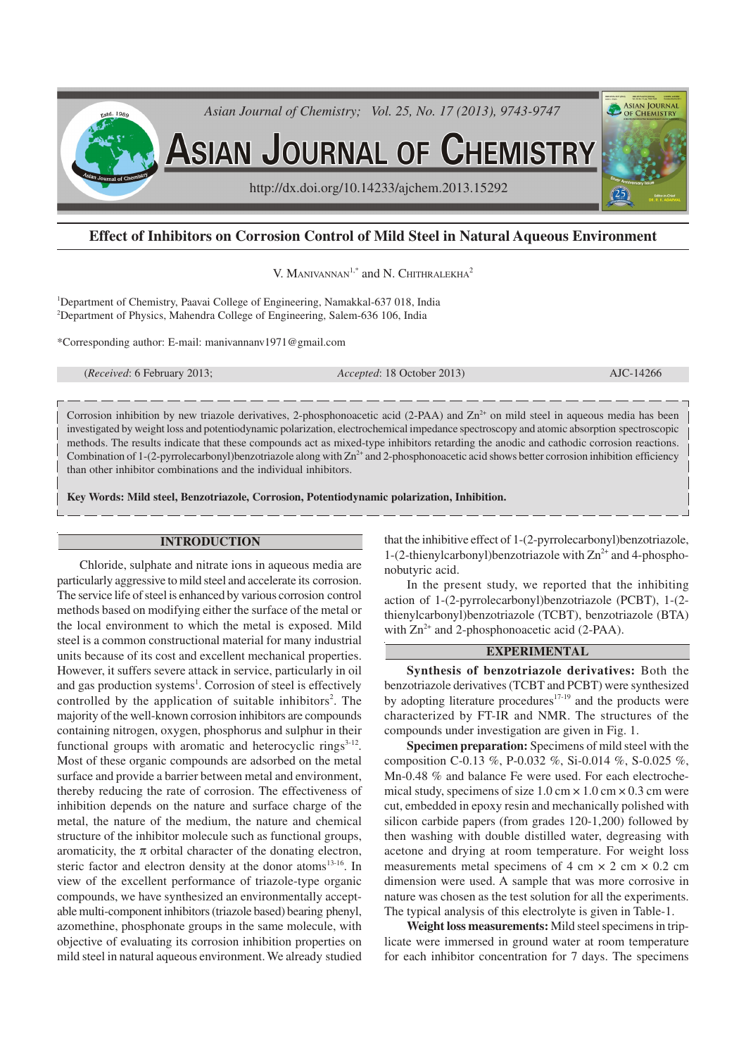# Effect of Inhibitors on Corrosion Control of Mild Steel in Natural Aqueous Environment

V. MANIVANNAN[1,*] and N. CHITHRALEKHA[2]

[1]Department of Chemistry, Paavai College of Engineering, Namakkal-637 018, India
[2]Department of Physics, Mahendra College of Engineering, Salem-636 106, India

*Corresponding author: E-mail: manivannanv1971@gmail.com

(*Received*: 6 February 2013; *Accepted*: 18 October 2013) AJC-14266

Corrosion inhibition by new triazole derivatives, 2-phosphonoacetic acid (2-PAA) and $Zn^{2+}$ on mild steel in aqueous media has been investigated by weight loss and potentiodynamic polarization, electrochemical impedance spectroscopy and atomic absorption spectroscopic methods. The results indicate that these compounds act as mixed-type inhibitors retarding the anodic and cathodic corrosion reactions. Combination of 1-(2-pyrrolecarbonyl)benzotriazole along with $Zn^{2+}$ and 2-phosphonoacetic acid shows better corrosion inhibition efficiency than other inhibitor combinations and the individual inhibitors.

**Key Words: Mild steel, Benzotriazole, Corrosion, Potentiodynamic polarization, Inhibition.**

## INTRODUCTION

Chloride, sulphate and nitrate ions in aqueous media are particularly aggressive to mild steel and accelerate its corrosion. The service life of steel is enhanced by various corrosion control methods based on modifying either the surface of the metal or the local environment to which the metal is exposed. Mild steel is a common constructional material for many industrial units because of its cost and excellent mechanical properties. However, it suffers severe attack in service, particularly in oil and gas production systems[1]. Corrosion of steel is effectively controlled by the application of suitable inhibitors[2]. The majority of the well-known corrosion inhibitors are compounds containing nitrogen, oxygen, phosphorus and sulphur in their functional groups with aromatic and heterocyclic rings[3-12]. Most of these organic compounds are adsorbed on the metal surface and provide a barrier between metal and environment, thereby reducing the rate of corrosion. The effectiveness of inhibition depends on the nature and surface charge of the metal, the nature of the medium, the nature and chemical structure of the inhibitor molecule such as functional groups, aromaticity, the π orbital character of the donating electron, steric factor and electron density at the donor atoms[13-16]. In view of the excellent performance of triazole-type organic compounds, we have synthesized an environmentally acceptable multi-component inhibitors (triazole based) bearing phenyl, azomethine, phosphonate groups in the same molecule, with objective of evaluating its corrosion inhibition properties on mild steel in natural aqueous environment. We already studied that the inhibitive effect of 1-(2-pyrrolecarbonyl)benzotriazole, 1-(2-thienylcarbonyl)benzotriazole with $Zn^{2+}$ and 4-phosphonobutyric acid.

In the present study, we reported that the inhibiting action of 1-(2-pyrrolecarbonyl)benzotriazole (PCBT), 1-(2-thienylcarbonyl)benzotriazole (TCBT), benzotriazole (BTA) with $Zn^{2+}$ and 2-phosphonoacetic acid (2-PAA).

## EXPERIMENTAL

**Synthesis of benzotriazole derivatives:** Both the benzotriazole derivatives (TCBT and PCBT) were synthesized by adopting literature procedures[17-19] and the products were characterized by FT-IR and NMR. The structures of the compounds under investigation are given in Fig. 1.

**Specimen preparation:** Specimens of mild steel with the composition C-0.13 %, P-0.032 %, Si-0.014 %, S-0.025 %, Mn-0.48 % and balance Fe were used. For each electrochemical study, specimens of size 1.0 cm × 1.0 cm × 0.3 cm were cut, embedded in epoxy resin and mechanically polished with silicon carbide papers (from grades 120-1,200) followed by then washing with double distilled water, degreasing with acetone and drying at room temperature. For weight loss measurements metal specimens of 4 cm × 2 cm × 0.2 cm dimension were used. A sample that was more corrosive in nature was chosen as the test solution for all the experiments. The typical analysis of this electrolyte is given in Table-1.

**Weight loss measurements:** Mild steel specimens in triplicate were immersed in ground water at room temperature for each inhibitor concentration for 7 days. The specimens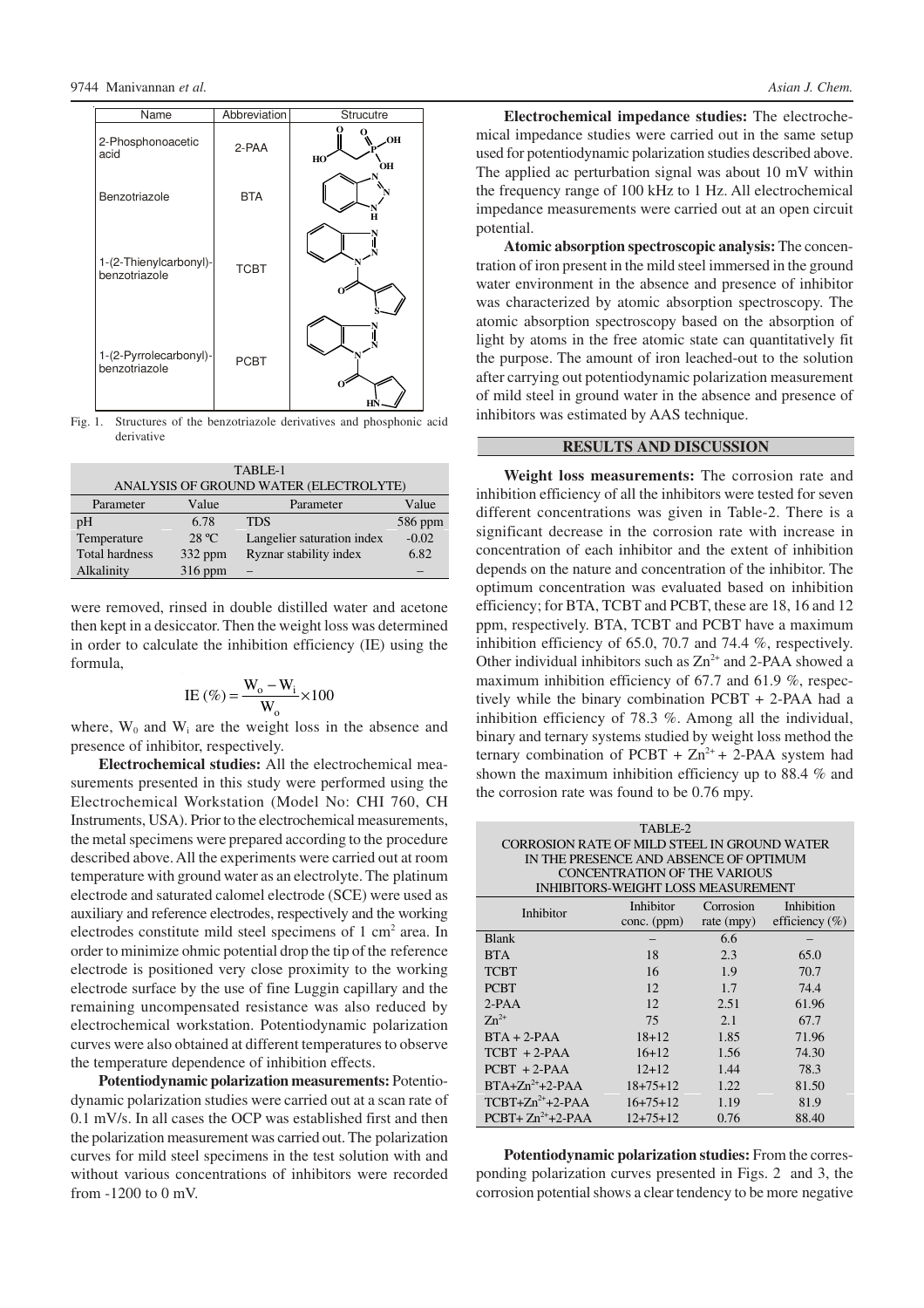| Name | Abbreviation | Strucutre |
|---|---|---|
| 2-Phosphonoacetic acid | 2-PAA | |
| Benzotriazole | BTA | |
| 1-(2-Thienylcarbonyl)-benzotriazole | TCBT | |
| 1-(2-Pyrrolecarbonyl)-benzotriazole | PCBT | |

Fig. 1. Structures of the benzotriazole derivatives and phosphonic acid derivative

TABLE-1
ANALYSIS OF GROUND WATER (ELECTROLYTE)

| Parameter | Value | Parameter | Value |
|---|---|---|---|
| pH | 6.78 | TDS | 586 ppm |
| Temperature | 28 ºC | Langelier saturation index | -0.02 |
| Total hardness | 332 ppm | Ryznar stability index | 6.82 |
| Alkalinity | 316 ppm | – | – |

were removed, rinsed in double distilled water and acetone then kept in a desiccator. Then the weight loss was determined in order to calculate the inhibition efficiency (IE) using the formula,

$$IE\ (\%) = \frac{W_o - W_i}{W_o} \times 100$$

where, $W_0$ and $W_i$ are the weight loss in the absence and presence of inhibitor, respectively.

**Electrochemical studies:** All the electrochemical measurements presented in this study were performed using the Electrochemical Workstation (Model No: CHI 760, CH Instruments, USA). Prior to the electrochemical measurements, the metal specimens were prepared according to the procedure described above. All the experiments were carried out at room temperature with ground water as an electrolyte. The platinum electrode and saturated calomel electrode (SCE) were used as auxiliary and reference electrodes, respectively and the working electrodes constitute mild steel specimens of 1 $cm^2$ area. In order to minimize ohmic potential drop the tip of the reference electrode is positioned very close proximity to the working electrode surface by the use of fine Luggin capillary and the remaining uncompensated resistance was also reduced by electrochemical workstation. Potentiodynamic polarization curves were also obtained at different temperatures to observe the temperature dependence of inhibition effects.

**Potentiodynamic polarization measurements:** Potentiodynamic polarization studies were carried out at a scan rate of 0.1 mV/s. In all cases the OCP was established first and then the polarization measurement was carried out. The polarization curves for mild steel specimens in the test solution with and without various concentrations of inhibitors were recorded from -1200 to 0 mV.

**Electrochemical impedance studies:** The electrochemical impedance studies were carried out in the same setup used for potentiodynamic polarization studies described above. The applied ac perturbation signal was about 10 mV within the frequency range of 100 kHz to 1 Hz. All electrochemical impedance measurements were carried out at an open circuit potential.

**Atomic absorption spectroscopic analysis:** The concentration of iron present in the mild steel immersed in the ground water environment in the absence and presence of inhibitor was characterized by atomic absorption spectroscopy. The atomic absorption spectroscopy based on the absorption of light by atoms in the free atomic state can quantitatively fit the purpose. The amount of iron leached-out to the solution after carrying out potentiodynamic polarization measurement of mild steel in ground water in the absence and presence of inhibitors was estimated by AAS technique.

## RESULTS AND DISCUSSION

**Weight loss measurements:** The corrosion rate and inhibition efficiency of all the inhibitors were tested for seven different concentrations was given in Table-2. There is a significant decrease in the corrosion rate with increase in concentration of each inhibitor and the extent of inhibition depends on the nature and concentration of the inhibitor. The optimum concentration was evaluated based on inhibition efficiency; for BTA, TCBT and PCBT, these are 18, 16 and 12 ppm, respectively. BTA, TCBT and PCBT have a maximum inhibition efficiency of 65.0, 70.7 and 74.4 %, respectively. Other individual inhibitors such as $Zn^{2+}$ and 2-PAA showed a maximum inhibition efficiency of 67.7 and 61.9 %, respectively while the binary combination PCBT + 2-PAA had a inhibition efficiency of 78.3 %. Among all the individual, binary and ternary systems studied by weight loss method the ternary combination of PCBT + $Zn^{2+}$ + 2-PAA system had shown the maximum inhibition efficiency up to 88.4 % and the corrosion rate was found to be 0.76 mpy.

TABLE-2
CORROSION RATE OF MILD STEEL IN GROUND WATER IN THE PRESENCE AND ABSENCE OF OPTIMUM CONCENTRATION OF THE VARIOUS INHIBITORS-WEIGHT LOSS MEASUREMENT

| Inhibitor | Inhibitor conc. (ppm) | Corrosion rate (mpy) | Inhibition efficiency (%) |
|---|---|---|---|
| Blank | – | 6.6 | – |
| BTA | 18 | 2.3 | 65.0 |
| TCBT | 16 | 1.9 | 70.7 |
| PCBT | 12 | 1.7 | 74.4 |
| 2-PAA | 12 | 2.51 | 61.96 |
| $Zn^{2+}$ | 75 | 2.1 | 67.7 |
| BTA + 2-PAA | 18+12 | 1.85 | 71.96 |
| TCBT + 2-PAA | 16+12 | 1.56 | 74.30 |
| PCBT + 2-PAA | 12+12 | 1.44 | 78.3 |
| BTA+$Zn^{2+}$+2-PAA | 18+75+12 | 1.22 | 81.50 |
| TCBT+$Zn^{2+}$+2-PAA | 16+75+12 | 1.19 | 81.9 |
| PCBT+ $Zn^{2+}$+2-PAA | 12+75+12 | 0.76 | 88.40 |

**Potentiodynamic polarization studies:** From the corresponding polarization curves presented in Figs. 2 and 3, the corrosion potential shows a clear tendency to be more negative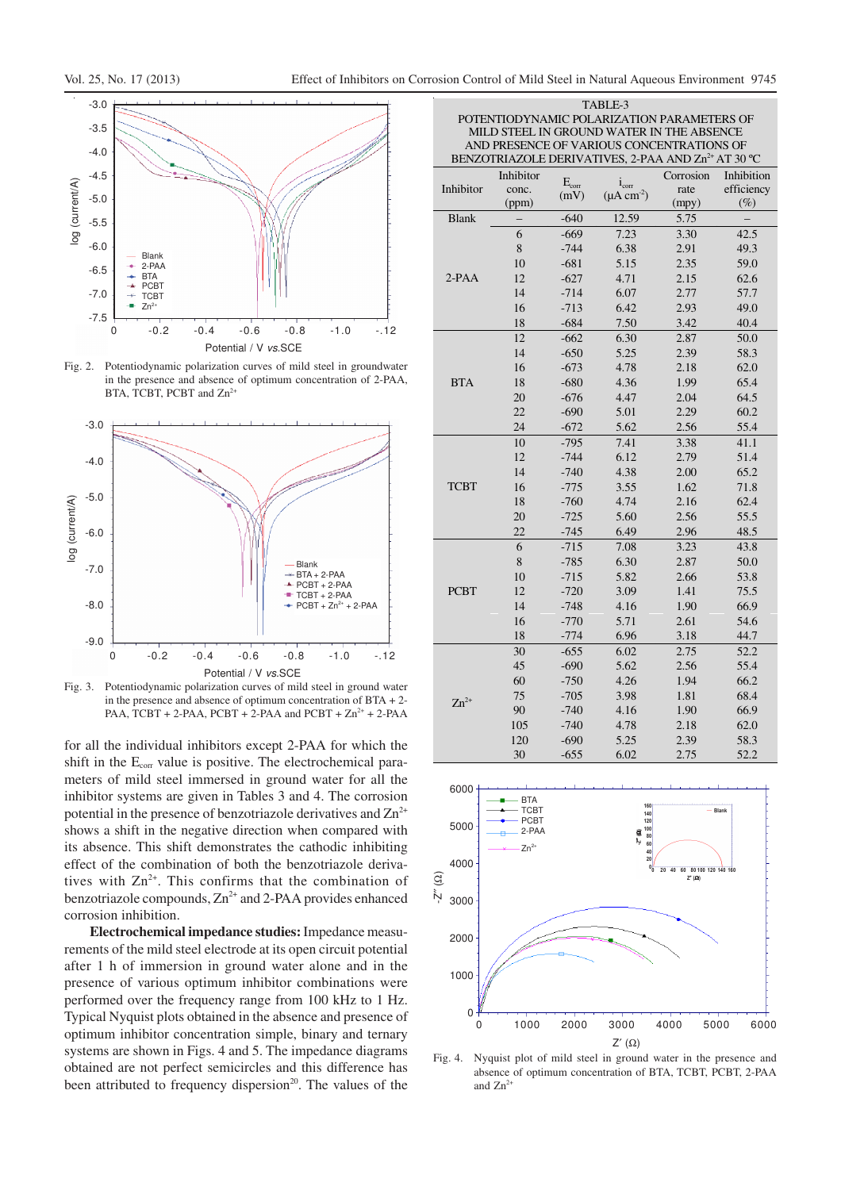Fig. 2. Potentiodynamic polarization curves of mild steel in groundwater in the presence and absence of optimum concentration of 2-PAA, BTA, TCBT, PCBT and $Zn^{2+}$

Fig. 3. Potentiodynamic polarization curves of mild steel in ground water in the presence and absence of optimum concentration of BTA + 2-PAA, TCBT + 2-PAA, PCBT + 2-PAA and PCBT + $Zn^{2+}$ + 2-PAA

for all the individual inhibitors except 2-PAA for which the shift in the $E_{corr}$ value is positive. The electrochemical parameters of mild steel immersed in ground water for all the inhibitor systems are given in Tables 3 and 4. The corrosion potential in the presence of benzotriazole derivatives and $Zn^{2+}$ shows a shift in the negative direction when compared with its absence. This shift demonstrates the cathodic inhibiting effect of the combination of both the benzotriazole derivatives with $Zn^{2+}$. This confirms that the combination of benzotriazole compounds, $Zn^{2+}$ and 2-PAA provides enhanced corrosion inhibition.

**Electrochemical impedance studies:** Impedance measurements of the mild steel electrode at its open circuit potential after 1 h of immersion in ground water alone and in the presence of various optimum inhibitor combinations were performed over the frequency range from 100 kHz to 1 Hz. Typical Nyquist plots obtained in the absence and presence of optimum inhibitor concentration simple, binary and ternary systems are shown in Figs. 4 and 5. The impedance diagrams obtained are not perfect semicircles and this difference has been attributed to frequency dispersion[20]. The values of the

TABLE-3
POTENTIODYNAMIC POLARIZATION PARAMETERS OF MILD STEEL IN GROUND WATER IN THE ABSENCE AND PRESENCE OF VARIOUS CONCENTRATIONS OF BENZOTRIAZOLE DERIVATIVES, 2-PAA AND $Zn^{2+}$ AT 30 °C

| Inhibitor | Inhibitor conc. (ppm) | $E_{corr}$ (mV) | $i_{corr}$ (μA $cm^{-2}$) | Corrosion rate (mpy) | Inhibition efficiency (%) |
|---|---|---|---|---|---|
| Blank | – | -640 | 12.59 | 5.75 | – |
| 2-PAA | 6 | -669 | 7.23 | 3.30 | 42.5 |
| | 8 | -744 | 6.38 | 2.91 | 49.3 |
| | 10 | -681 | 5.15 | 2.35 | 59.0 |
| | 12 | -627 | 4.71 | 2.15 | 62.6 |
| | 14 | -714 | 6.07 | 2.77 | 57.7 |
| | 16 | -713 | 6.42 | 2.93 | 49.0 |
| | 18 | -684 | 7.50 | 3.42 | 40.4 |
| BTA | 12 | -662 | 6.30 | 2.87 | 50.0 |
| | 14 | -650 | 5.25 | 2.39 | 58.3 |
| | 16 | -673 | 4.78 | 2.18 | 62.0 |
| | 18 | -680 | 4.36 | 1.99 | 65.4 |
| | 20 | -676 | 4.47 | 2.04 | 64.5 |
| | 22 | -690 | 5.01 | 2.29 | 60.2 |
| | 24 | -672 | 5.62 | 2.56 | 55.4 |
| TCBT | 10 | -795 | 7.41 | 3.38 | 41.1 |
| | 12 | -744 | 6.12 | 2.79 | 51.4 |
| | 14 | -740 | 4.38 | 2.00 | 65.2 |
| | 16 | -775 | 3.55 | 1.62 | 71.8 |
| | 18 | -760 | 4.74 | 2.16 | 62.4 |
| | 20 | -725 | 5.60 | 2.56 | 55.5 |
| | 22 | -745 | 6.49 | 2.96 | 48.5 |
| PCBT | 6 | -715 | 7.08 | 3.23 | 43.8 |
| | 8 | -785 | 6.30 | 2.87 | 50.0 |
| | 10 | -715 | 5.82 | 2.66 | 53.8 |
| | 12 | -720 | 3.09 | 1.41 | 75.5 |
| | 14 | -748 | 4.16 | 1.90 | 66.9 |
| | 16 | -770 | 5.71 | 2.61 | 54.6 |
| | 18 | -774 | 6.96 | 3.18 | 44.7 |
| $Zn^{2+}$ | 30 | -655 | 6.02 | 2.75 | 52.2 |
| | 45 | -690 | 5.62 | 2.56 | 55.4 |
| | 60 | -750 | 4.26 | 1.94 | 66.2 |
| | 75 | -705 | 3.98 | 1.81 | 68.4 |
| | 90 | -740 | 4.16 | 1.90 | 66.9 |
| | 105 | -740 | 4.78 | 2.18 | 62.0 |
| | 120 | -690 | 5.25 | 2.39 | 58.3 |
| | 30 | -655 | 6.02 | 2.75 | 52.2 |

Fig. 4. Nyquist plot of mild steel in ground water in the presence and absence of optimum concentration of BTA, TCBT, PCBT, 2-PAA and $Zn^{2+}$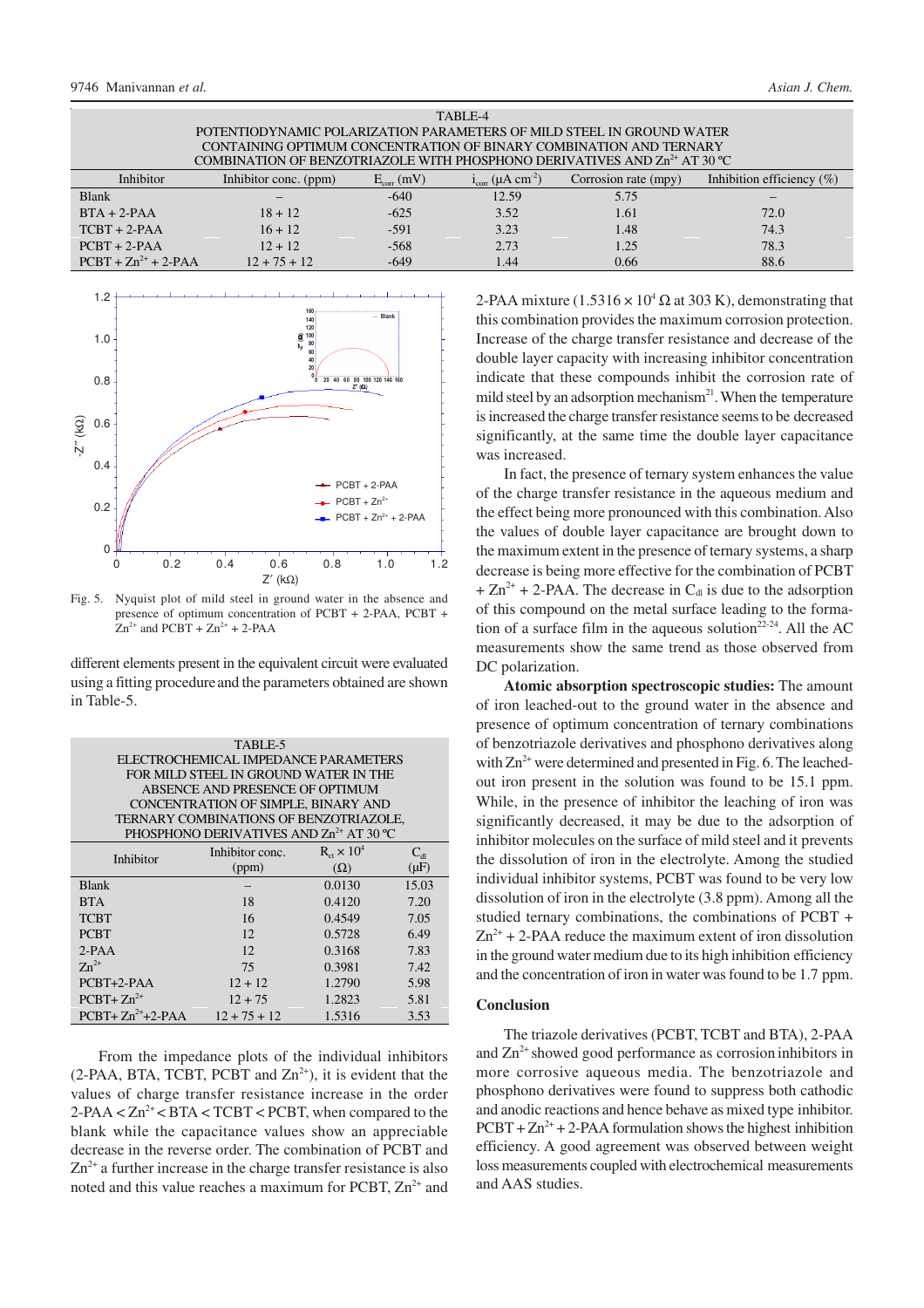TABLE-4
POTENTIODYNAMIC POLARIZATION PARAMETERS OF MILD STEEL IN GROUND WATER CONTAINING OPTIMUM CONCENTRATION OF BINARY COMBINATION AND TERNARY COMBINATION OF BENZOTRIAZOLE WITH PHOSPHONO DERIVATIVES AND $Zn^{2+}$ AT 30 ºC

| Inhibitor | Inhibitor conc. (ppm) | $E_{corr}$ (mV) | $i_{corr}$ (μA $cm^{-2}$) | Corrosion rate (mpy) | Inhibition efficiency (%) |
|---|---|---|---|---|---|
| Blank | – | -640 | 12.59 | 5.75 | – |
| BTA + 2-PAA | 18 + 12 | -625 | 3.52 | 1.61 | 72.0 |
| TCBT + 2-PAA | 16 + 12 | -591 | 3.23 | 1.48 | 74.3 |
| PCBT + 2-PAA | 12 + 12 | -568 | 2.73 | 1.25 | 78.3 |
| PCBT + $Zn^{2+}$ + 2-PAA | 12 + 75 + 12 | -649 | 1.44 | 0.66 | 88.6 |

Fig. 5. Nyquist plot of mild steel in ground water in the absence and presence of optimum concentration of PCBT + 2-PAA, PCBT + $Zn^{2+}$ and PCBT + $Zn^{2+}$ + 2-PAA

different elements present in the equivalent circuit were evaluated using a fitting procedure and the parameters obtained are shown in Table-5.

TABLE-5
ELECTROCHEMICAL IMPEDANCE PARAMETERS FOR MILD STEEL IN GROUND WATER IN THE ABSENCE AND PRESENCE OF OPTIMUM CONCENTRATION OF SIMPLE, BINARY AND TERNARY COMBINATIONS OF BENZOTRIAZOLE, PHOSPHONO DERIVATIVES AND $Zn^{2+}$ AT 30 ºC

| Inhibitor | Inhibitor conc. (ppm) | $R_{ct} \times 10^4$ (Ω) | $C_{dl}$ (μF) |
|---|---|---|---|
| Blank | – | 0.0130 | 15.03 |
| BTA | 18 | 0.4120 | 7.20 |
| TCBT | 16 | 0.4549 | 7.05 |
| PCBT | 12 | 0.5728 | 6.49 |
| 2-PAA | 12 | 0.3168 | 7.83 |
| $Zn^{2+}$ | 75 | 0.3981 | 7.42 |
| PCBT+2-PAA | 12 + 12 | 1.2790 | 5.98 |
| PCBT+ $Zn^{2+}$ | 12 + 75 | 1.2823 | 5.81 |
| PCBT+ $Zn^{2+}$+2-PAA | 12 + 75 + 12 | 1.5316 | 3.53 |

From the impedance plots of the individual inhibitors (2-PAA, BTA, TCBT, PCBT and $Zn^{2+}$), it is evident that the values of charge transfer resistance increase in the order 2-PAA < $Zn^{2+}$ < BTA < TCBT < PCBT, when compared to the blank while the capacitance values show an appreciable decrease in the reverse order. The combination of PCBT and $Zn^{2+}$ a further increase in the charge transfer resistance is also noted and this value reaches a maximum for PCBT, $Zn^{2+}$ and 2-PAA mixture ($1.5316 \times 10^4$ Ω at 303 K), demonstrating that this combination provides the maximum corrosion protection. Increase of the charge transfer resistance and decrease of the double layer capacity with increasing inhibitor concentration indicate that these compounds inhibit the corrosion rate of mild steel by an adsorption mechanism[21]. When the temperature is increased the charge transfer resistance seems to be decreased significantly, at the same time the double layer capacitance was increased.

In fact, the presence of ternary system enhances the value of the charge transfer resistance in the aqueous medium and the effect being more pronounced with this combination. Also the values of double layer capacitance are brought down to the maximum extent in the presence of ternary systems, a sharp decrease is being more effective for the combination of PCBT + $Zn^{2+}$ + 2-PAA. The decrease in $C_{dl}$ is due to the adsorption of this compound on the metal surface leading to the formation of a surface film in the aqueous solution[22-24]. All the AC measurements show the same trend as those observed from DC polarization.

**Atomic absorption spectroscopic studies:** The amount of iron leached-out to the ground water in the absence and presence of optimum concentration of ternary combinations of benzotriazole derivatives and phosphono derivatives along with $Zn^{2+}$ were determined and presented in Fig. 6. The leached-out iron present in the solution was found to be 15.1 ppm. While, in the presence of inhibitor the leaching of iron was significantly decreased, it may be due to the adsorption of inhibitor molecules on the surface of mild steel and it prevents the dissolution of iron in the electrolyte. Among the studied individual inhibitor systems, PCBT was found to be very low dissolution of iron in the electrolyte (3.8 ppm). Among all the studied ternary combinations, the combinations of PCBT + $Zn^{2+}$ + 2-PAA reduce the maximum extent of iron dissolution in the ground water medium due to its high inhibition efficiency and the concentration of iron in water was found to be 1.7 ppm.

## Conclusion

The triazole derivatives (PCBT, TCBT and BTA), 2-PAA and $Zn^{2+}$ showed good performance as corrosion inhibitors in more corrosive aqueous media. The benzotriazole and phosphono derivatives were found to suppress both cathodic and anodic reactions and hence behave as mixed type inhibitor. PCBT + $Zn^{2+}$ + 2-PAA formulation shows the highest inhibition efficiency. A good agreement was observed between weight loss measurements coupled with electrochemical measurements and AAS studies.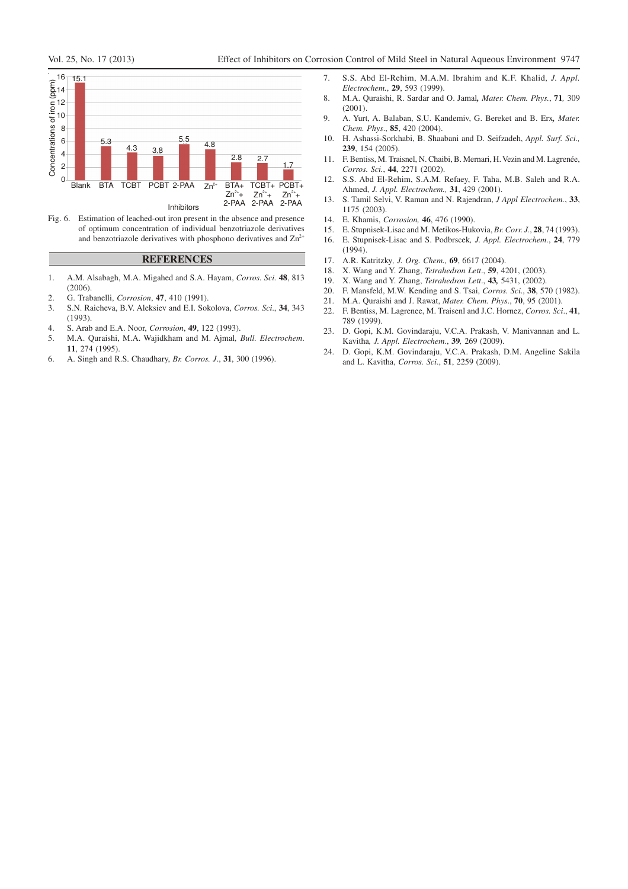Concentrations of iron (ppm)

16
14
12
10
8
6
4
2
0

15.1
5.3
4.3
3.8
5.5
4.8
2.8
2.7
1.7

Blank BTA TCBT PCBT 2-PAA $Zn^{2+}$ BTA+ $Zn^{2+}$+ 2-PAA TCBT+ $Zn^{2+}$+ 2-PAA PCBT+ $Zn^{2+}$+ 2-PAA

Inhibitors

Fig. 6. Estimation of leached-out iron present in the absence and presence of optimum concentration of individual benzotriazole derivatives and benzotriazole derivatives with phosphono derivatives and $Zn^{2+}$

## REFERENCES

1. A.M. Alsabagh, M.A. Migahed and S.A. Hayam, *Corros. Sci.* **48**, 813 (2006).
2. G. Trabanelli, *Corrosion*, **47**, 410 (1991).
3. S.N. Raicheva, B.V. Aleksiev and E.I. Sokolova, *Corros. Sci*., **34**, 343 (1993).
4. S. Arab and E.A. Noor, *Corrosion*, **49**, 122 (1993).
5. M.A. Quraishi, M.A. Wajidkham and M. Ajmal, *Bull. Electrochem*. **11**, 274 (1995).
6. A. Singh and R.S. Chaudhary, *Br. Corros. J*., **31**, 300 (1996).
7. S.S. Abd El-Rehim, M.A.M. Ibrahim and K.F. Khalid, *J. Appl. Electrochem.*, **29**, 593 (1999).
8. M.A. Quraishi, R. Sardar and O. Jamal, *Mater. Chem. Phys.*, **71**, 309 (2001).
9. A. Yurt, A. Balaban, S.U. Kandemiv, G. Bereket and B. Erx, *Mater. Chem. Phys*., **85**, 420 (2004).
10. H. Ashassi-Sorkhabi, B. Shaabani and D. Seifzadeh, *Appl. Surf. Sci.,* **239**, 154 (2005).
11. F. Bentiss, M. Traisnel, N. Chaibi, B. Mernari, H. Vezin and M. Lagrenée, *Corros. Sci.*, **44**, 2271 (2002).
12. S.S. Abd El-Rehim, S.A.M. Refaey, F. Taha, M.B. Saleh and R.A. Ahmed, *J. Appl. Electrochem.*, **31**, 429 (2001).
13. S. Tamil Selvi, V. Raman and N. Rajendran, *J Appl Electrochem.*, **33**, 1175 (2003).
14. E. Khamis, *Corrosion,* **46**, 476 (1990).
15. E. Stupnisek-Lisac and M. Metikos-Hukovia, *Br. Corr. J.*, **28**, 74 (1993).
16. E. Stupnisek-Lisac and S. Podbrscek, *J. Appl. Electrochem.*, **24**, 779 (1994).
17. A.R. Katritzky, *J. Org. Chem.,* **69**, 6617 (2004).
18. X. Wang and Y. Zhang, *Tetrahedron Lett*., **59**, 4201, (2003).
19. X. Wang and Y. Zhang, *Tetrahedron Lett*., **43**, 5431, (2002).
20. F. Mansfeld, M.W. Kending and S. Tsai, *Corros. Sci*., **38**, 570 (1982).
21. M.A. Quraishi and J. Rawat, *Mater. Chem. Phys*., **70**, 95 (2001).
22. F. Bentiss, M. Lagrenee, M. Traisenl and J.C. Hornez, *Corros. Sci*., **41**, 789 (1999).
23. D. Gopi, K.M. Govindaraju, V.C.A. Prakash, V. Manivannan and L. Kavitha, *J. Appl. Electrochem*., **39**, 269 (2009).
24. D. Gopi, K.M. Govindaraju, V.C.A. Prakash, D.M. Angeline Sakila and L. Kavitha, *Corros. Sci*., **51**, 2259 (2009).